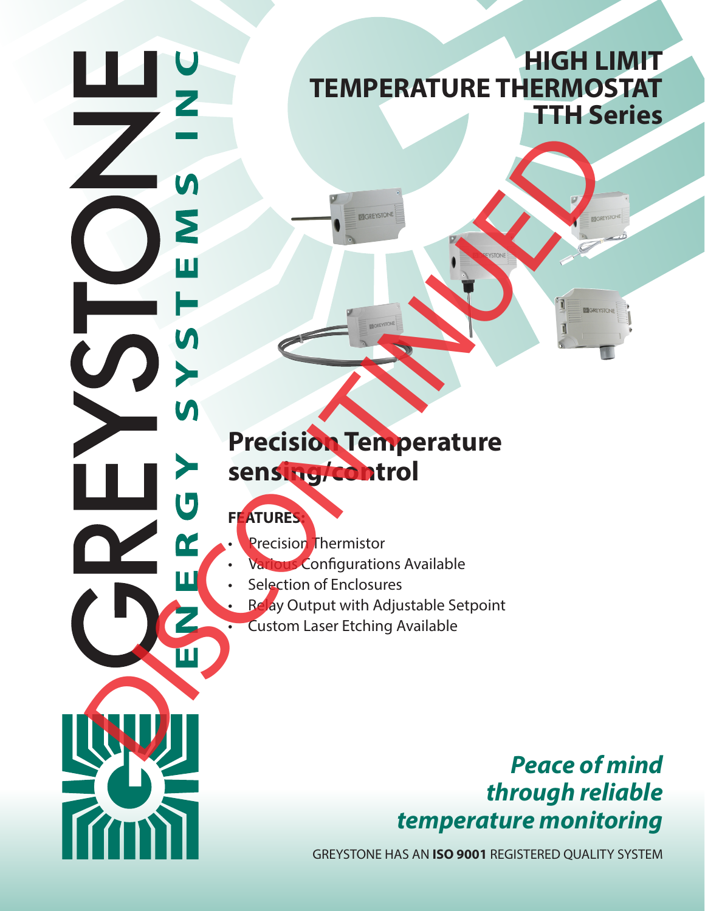GREYSTONE

ENERGY SYSTEMS INC

# HIGH LIMIT TEMPERATURE THERMOSTAT TTH Series

DISCONTINUED

## Precision Temperature sensing/control

**FEATURES:**

- Precision Thermistor
- Various Configurations Available
- Selection of Enclosures
- Relay Output with Adjustable Setpoint
- Custom Laser Etching Available

***Peace of mind through reliable temperature monitoring***

GREYSTONE HAS AN **ISO 9001** REGISTERED QUALITY SYSTEM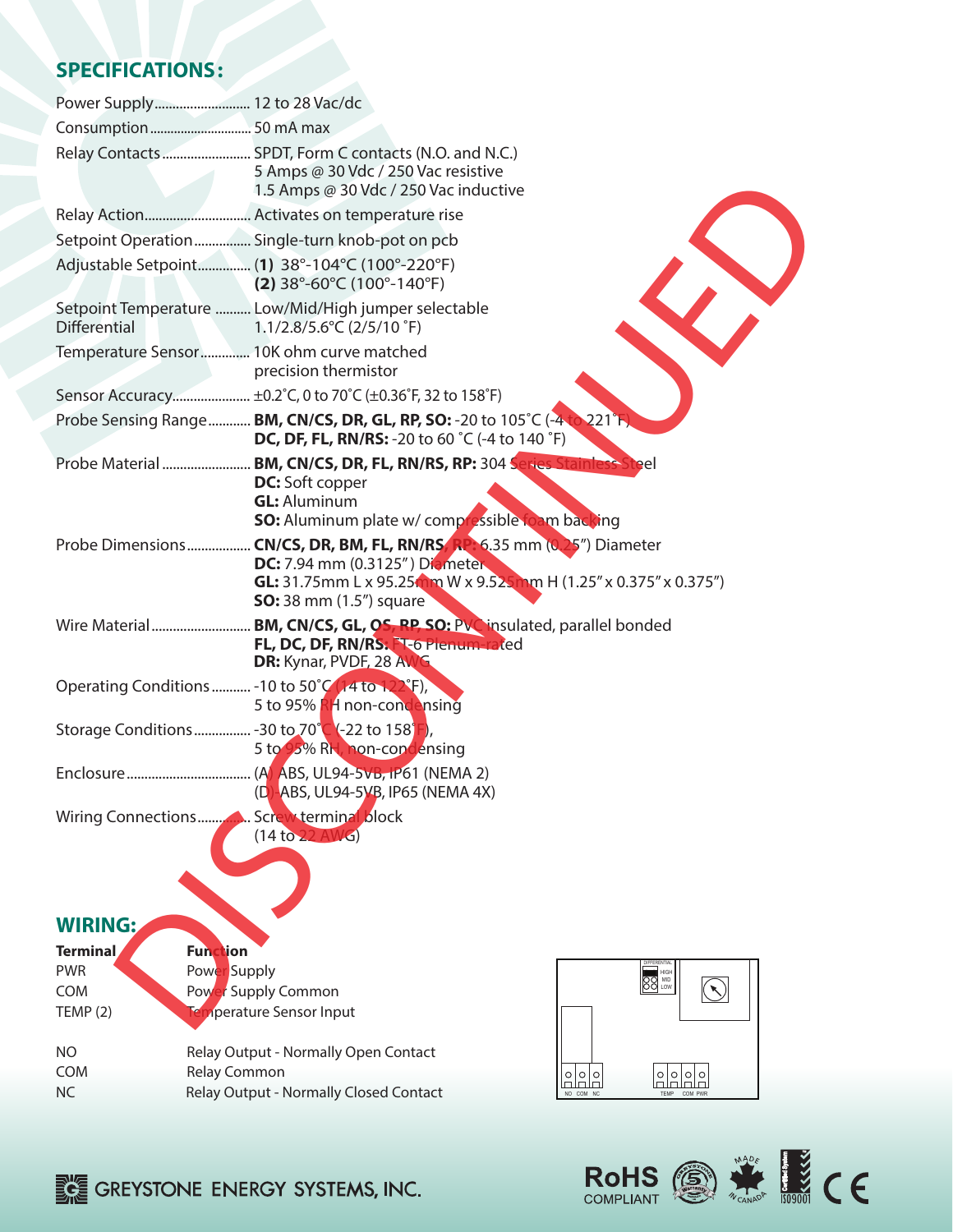## SPECIFICATIONS:

| | |
|---|---|
| Power Supply | 12 to 28 Vac/dc |
| Consumption | 50 mA max |
| Relay Contacts | SPDT, Form C contacts (N.O. and N.C.)<br>5 Amps @ 30 Vdc / 250 Vac resistive<br>1.5 Amps @ 30 Vdc / 250 Vac inductive |
| Relay Action | Activates on temperature rise |
| Setpoint Operation | Single-turn knob-pot on pcb |
| Adjustable Setpoint | **(1)** 38°-104°C (100°-220°F)<br>**(2)** 38°-60°C (100°-140°F) |
| Setpoint Temperature Differential | Low/Mid/High jumper selectable<br>1.1/2.8/5.6°C (2/5/10 °F) |
| Temperature Sensor | 10K ohm curve matched precision thermistor |
| Sensor Accuracy | ±0.2°C, 0 to 70°C (±0.36°F, 32 to 158°F) |
| Probe Sensing Range | **BM, CN/CS, DR, GL, RP, SO:** -20 to 105°C (-4 to 221°F)<br>**DC, DF, FL, RN/RS:** -20 to 60 °C (-4 to 140 °F) |
| Probe Material | **BM, CN/CS, DR, FL, RN/RS, RP:** 304 Series Stainless Steel<br>**DC:** Soft copper<br>**GL:** Aluminum<br>**SO:** Aluminum plate w/ compressible foam backing |
| Probe Dimensions | **CN/CS, DR, BM, FL, RN/RS, RP:** 6.35 mm (0.25") Diameter<br>**DC:** 7.94 mm (0.3125") Diameter<br>**GL:** 31.75mm L x 95.25mm W x 9.525mm H (1.25" x 0.375" x 0.375")<br>**SO:** 38 mm (1.5") square |
| Wire Material | **BM, CN/CS, GL, OS, RP, SO:** PVC insulated, parallel bonded<br>**FL, DC, DF, RN/RS:** FT-6 Plenum-rated<br>**DR:** Kynar, PVDF, 28 AWG |
| Operating Conditions | -10 to 50°C (14 to 122°F),<br>5 to 95% RH non-condensing |
| Storage Conditions | -30 to 70°C (-22 to 158°F),<br>5 to 95% RH, non-condensing |
| Enclosure | (A) ABS, UL94-5VB, IP61 (NEMA 2)<br>(D) ABS, UL94-5VB, IP65 (NEMA 4X) |
| Wiring Connections | Screw terminal block<br>(14 to 22 AWG) |

DISCONTINUED

## WIRING:

| Terminal | Function |
|---|---|
| PWR | Power Supply |
| COM | Power Supply Common |
| TEMP (2) | Temperature Sensor Input |
| NO | Relay Output - Normally Open Contact |
| COM | Relay Common |
| NC | Relay Output - Normally Closed Contact |

DIFFERENTIAL HIGH MID LOW

NO COM NC TEMP COM PWR

GREYSTONE ENERGY SYSTEMS, INC.

RoHS COMPLIANT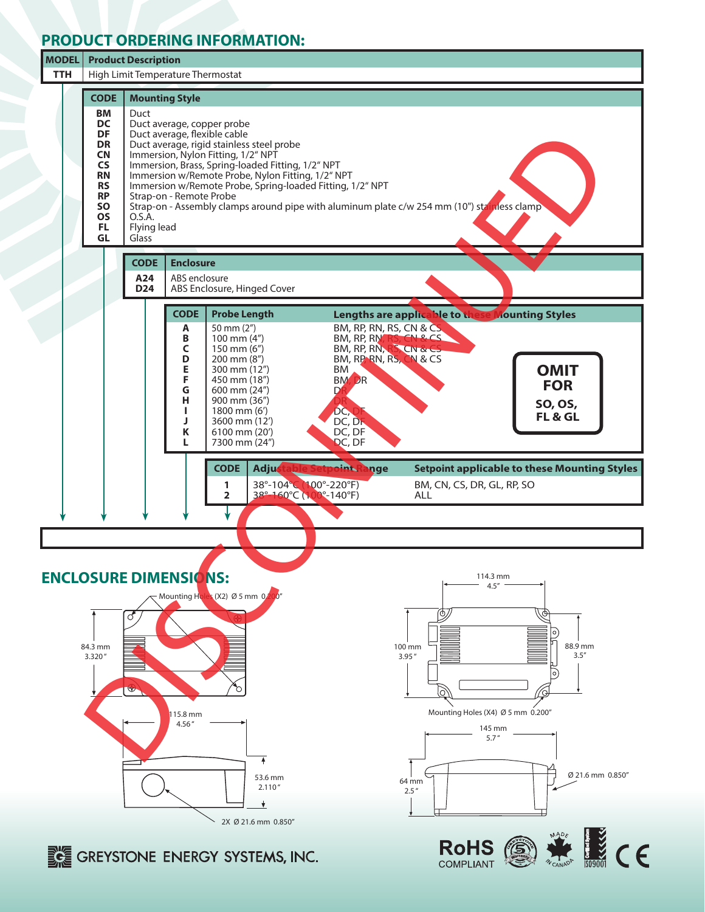## PRODUCT ORDERING INFORMATION:

| MODEL | Product Description |
|---|---|
| TTH | High Limit Temperature Thermostat |

| CODE | Mounting Style |
|---|---|
| BM | Duct |
| DC | Duct average, copper probe |
| DF | Duct average, flexible cable |
| DR | Duct average, rigid stainless steel probe |
| CN | Immersion, Nylon Fitting, 1/2" NPT |
| CS | Immersion, Brass, Spring-loaded Fitting, 1/2" NPT |
| RN | Immersion w/Remote Probe, Nylon Fitting, 1/2" NPT |
| RS | Immersion w/Remote Probe, Spring-loaded Fitting, 1/2" NPT |
| RP | Strap-on - Remote Probe |
| SO | Strap-on - Assembly clamps around pipe with aluminum plate c/w 254 mm (10") stainless clamp |
| OS | O.S.A. |
| FL | Flying lead |
| GL | Glass |

| CODE | Enclosure |
|---|---|
| A24 | ABS enclosure |
| D24 | ABS Enclosure, Hinged Cover |

| CODE | Probe Length | Lengths are applicable to these Mounting Styles |
|---|---|---|
| A | 50 mm (2") | BM, RP, RN, RS, CN & CS |
| B | 100 mm (4") | BM, RP, RN, RS, CN & CS |
| C | 150 mm (6") | BM, RP, RN, RS, CN & CS |
| D | 200 mm (8") | BM, RP, RN, RS, CN & CS |
| E | 300 mm (12") | BM |
| F | 450 mm (18") | BM, DR |
| G | 600 mm (24") | DR |
| H | 900 mm (36") | DR |
| I | 1800 mm (6') | DC, DF |
| J | 3600 mm (12') | DC, DF |
| K | 6100 mm (20') | DC, DF |
| L | 7300 mm (24") | DC, DF |

**OMIT FOR SO, OS, FL & GL**

| CODE | Adjustable Setpoint Range | Setpoint applicable to these Mounting Styles |
|---|---|---|
| 1 | 38°-104°C (100°-220°F) | BM, CN, CS, DR, GL, RP, SO |
| 2 | 38°-160°C (100°-140°F) | ALL |

DISCONTINUED

## ENCLOSURE DIMENSIONS:

Mounting Holes (X2) Ø 5 mm 0.200"

84.3 mm 3.320"

115.8 mm 4.56"

53.6 mm 2.110"

2X Ø 21.6 mm 0.850"

114.3 mm 4.5"

100 mm 3.95"

88.9 mm 3.5"

Mounting Holes (X4) Ø 5 mm 0.200"

145 mm 5.7"

64 mm 2.5"

Ø 21.6 mm 0.850"

GREYSTONE ENERGY SYSTEMS, INC.

RoHS COMPLIANT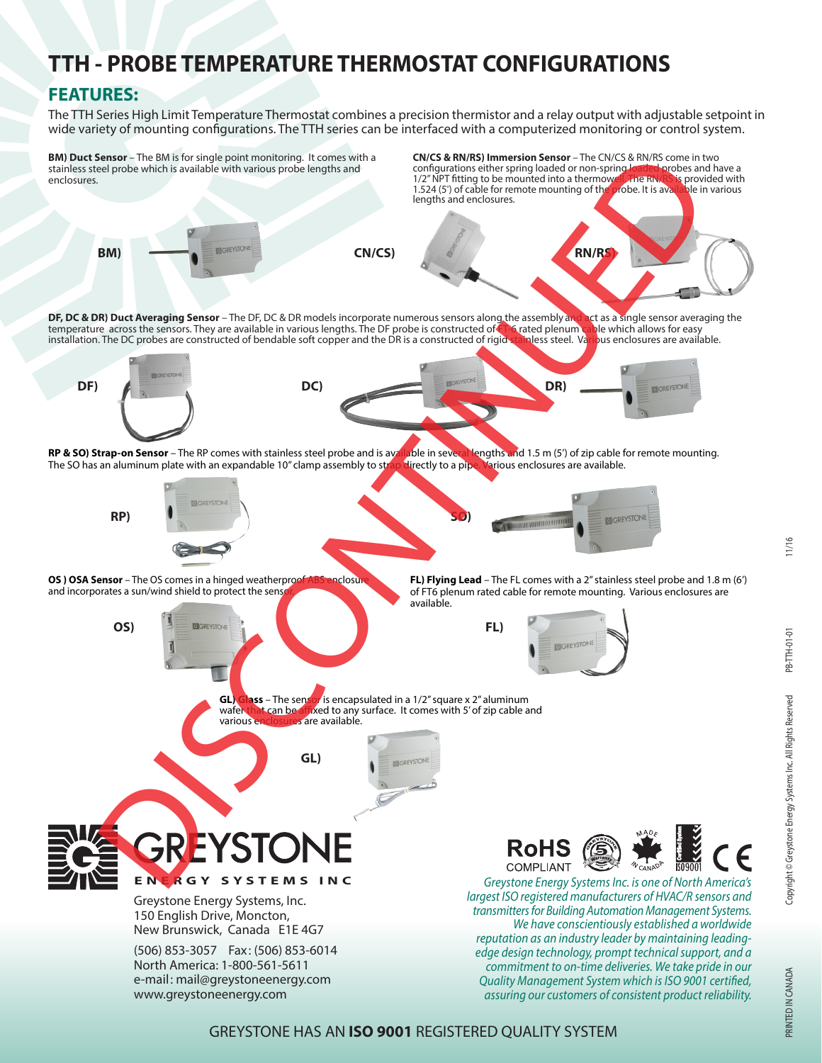# TTH - PROBE TEMPERATURE THERMOSTAT CONFIGURATIONS

## FEATURES:

The TTH Series High Limit Temperature Thermostat combines a precision thermistor and a relay output with adjustable setpoint in wide variety of mounting configurations. The TTH series can be interfaced with a computerized monitoring or control system.

**BM) Duct Sensor** – The BM is for single point monitoring. It comes with a stainless steel probe which is available with various probe lengths and enclosures.

**CN/CS & RN/RS) Immersion Sensor** – The CN/CS & RN/RS come in two configurations either spring loaded or non-spring loaded probes and have a 1/2" NPT fitting to be mounted into a thermowell. The RN/RS is provided with 1.524 (5') of cable for remote mounting of the probe. It is available in various lengths and enclosures.

BM)

CN/CS)

RN/RS)

**DF, DC & DR) Duct Averaging Sensor** – The DF, DC & DR models incorporate numerous sensors along the assembly and act as a single sensor averaging the temperature across the sensors. They are available in various lengths. The DF probe is constructed of FT-6 rated plenum cable which allows for easy installation. The DC probes are constructed of bendable soft copper and the DR is a constructed of rigid stainless steel. Various enclosures are available.

DF)

DC)

DR)

**RP & SO) Strap-on Sensor** – The RP comes with stainless steel probe and is available in several lengths and 1.5 m (5') of zip cable for remote mounting. The SO has an aluminum plate with an expandable 10" clamp assembly to strap directly to a pipe. Various enclosures are available.

RP)

SO)

**OS ) OSA Sensor** – The OS comes in a hinged weatherproof ABS enclosure and incorporates a sun/wind shield to protect the sensor.

**FL) Flying Lead** – The FL comes with a 2" stainless steel probe and 1.8 m (6') of FT6 plenum rated cable for remote mounting. Various enclosures are available.

OS)

FL)

**GL) Glass** – The sensor is encapsulated in a 1/2" square x 2" aluminum wafer that can be affixed to any surface. It comes with 5' of zip cable and various enclosures are available.

GL)

DISCONTINUED

GREYSTONE ENERGY SYSTEMS INC

Greystone Energy Systems, Inc.
150 English Drive, Moncton,
New Brunswick, Canada E1E 4G7

(506) 853-3057 Fax: (506) 853-6014
North America: 1-800-561-5611
e-mail: mail@greystoneenergy.com
www.greystoneenergy.com

RoHS COMPLIANT

*Greystone Energy Systems Inc. is one of North America's largest ISO registered manufacturers of HVAC/R sensors and transmitters for Building Automation Management Systems. We have conscientiously established a worldwide reputation as an industry leader by maintaining leading-edge design technology, prompt technical support, and a commitment to on-time deliveries. We take pride in our Quality Management System which is ISO 9001 certified, assuring our customers of consistent product reliability.*

GREYSTONE HAS AN **ISO 9001** REGISTERED QUALITY SYSTEM

PRINTED IN CANADA Copyright © Greystone Energy Systems Inc. All Rights Reserved PB-TTH-01-01 11/16